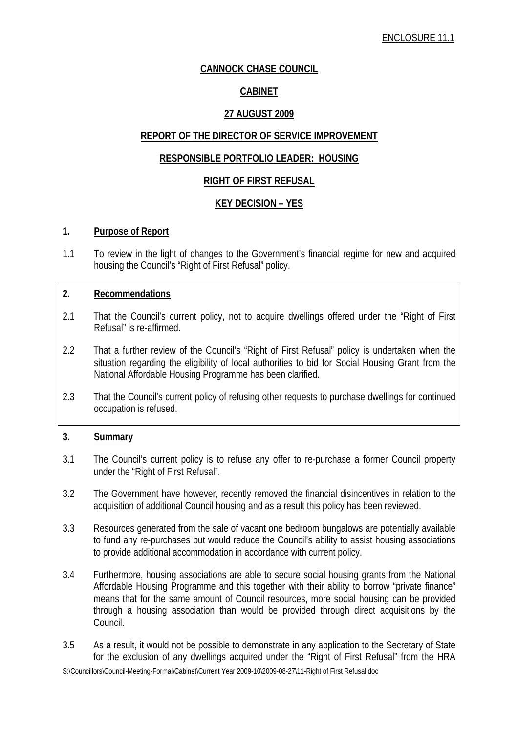ENCLOSURE 11.1

**CANNOCK CHASE COUNCIL**

**CABINET**

**27 AUGUST 2009**

**REPORT OF THE DIRECTOR OF SERVICE IMPROVEMENT**

**RESPONSIBLE PORTFOLIO LEADER: HOUSING**

**RIGHT OF FIRST REFUSAL**

**KEY DECISION – YES**

## 1. Purpose of Report

1.1 To review in the light of changes to the Government's financial regime for new and acquired housing the Council's "Right of First Refusal" policy.

## 2. Recommendations

2.1 That the Council's current policy, not to acquire dwellings offered under the "Right of First Refusal" is re-affirmed.

2.2 That a further review of the Council's "Right of First Refusal" policy is undertaken when the situation regarding the eligibility of local authorities to bid for Social Housing Grant from the National Affordable Housing Programme has been clarified.

2.3 That the Council's current policy of refusing other requests to purchase dwellings for continued occupation is refused.

## 3. Summary

3.1 The Council's current policy is to refuse any offer to re-purchase a former Council property under the "Right of First Refusal".

3.2 The Government have however, recently removed the financial disincentives in relation to the acquisition of additional Council housing and as a result this policy has been reviewed.

3.3 Resources generated from the sale of vacant one bedroom bungalows are potentially available to fund any re-purchases but would reduce the Council's ability to assist housing associations to provide additional accommodation in accordance with current policy.

3.4 Furthermore, housing associations are able to secure social housing grants from the National Affordable Housing Programme and this together with their ability to borrow "private finance" means that for the same amount of Council resources, more social housing can be provided through a housing association than would be provided through direct acquisitions by the Council.

3.5 As a result, it would not be possible to demonstrate in any application to the Secretary of State for the exclusion of any dwellings acquired under the "Right of First Refusal" from the HRA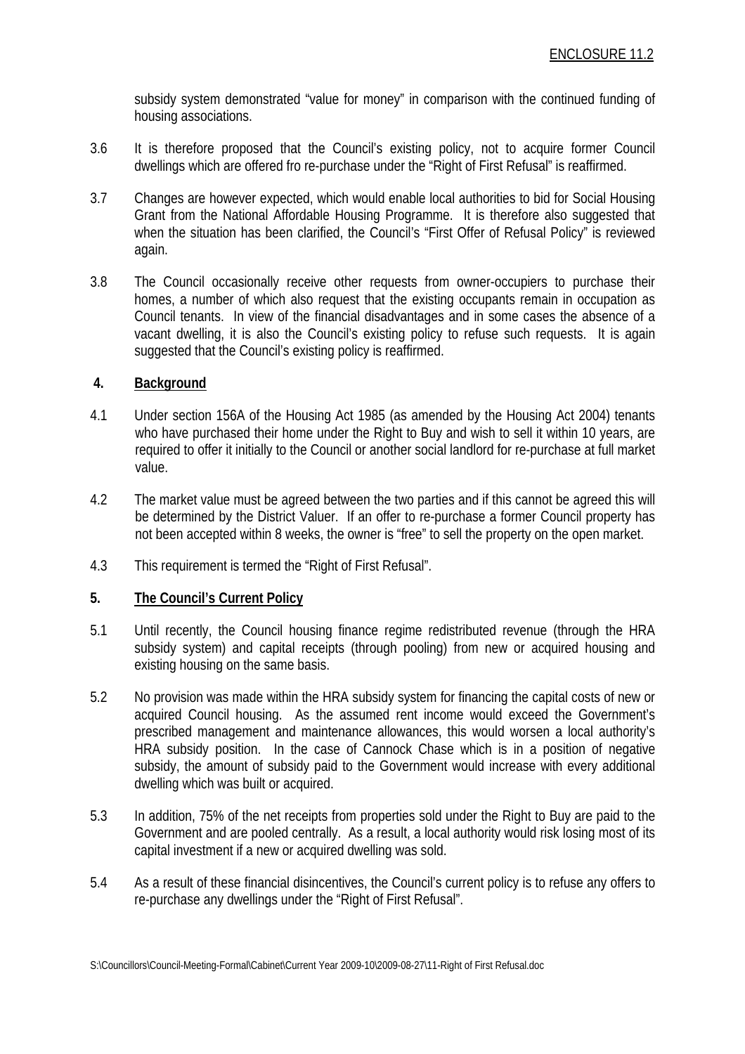subsidy system demonstrated "value for money" in comparison with the continued funding of housing associations.

3.6 It is therefore proposed that the Council's existing policy, not to acquire former Council dwellings which are offered fro re-purchase under the "Right of First Refusal" is reaffirmed.

3.7 Changes are however expected, which would enable local authorities to bid for Social Housing Grant from the National Affordable Housing Programme. It is therefore also suggested that when the situation has been clarified, the Council's "First Offer of Refusal Policy" is reviewed again.

3.8 The Council occasionally receive other requests from owner-occupiers to purchase their homes, a number of which also request that the existing occupants remain in occupation as Council tenants. In view of the financial disadvantages and in some cases the absence of a vacant dwelling, it is also the Council's existing policy to refuse such requests. It is again suggested that the Council's existing policy is reaffirmed.

## 4. Background

4.1 Under section 156A of the Housing Act 1985 (as amended by the Housing Act 2004) tenants who have purchased their home under the Right to Buy and wish to sell it within 10 years, are required to offer it initially to the Council or another social landlord for re-purchase at full market value.

4.2 The market value must be agreed between the two parties and if this cannot be agreed this will be determined by the District Valuer. If an offer to re-purchase a former Council property has not been accepted within 8 weeks, the owner is "free" to sell the property on the open market.

4.3 This requirement is termed the "Right of First Refusal".

## 5. The Council's Current Policy

5.1 Until recently, the Council housing finance regime redistributed revenue (through the HRA subsidy system) and capital receipts (through pooling) from new or acquired housing and existing housing on the same basis.

5.2 No provision was made within the HRA subsidy system for financing the capital costs of new or acquired Council housing. As the assumed rent income would exceed the Government's prescribed management and maintenance allowances, this would worsen a local authority's HRA subsidy position. In the case of Cannock Chase which is in a position of negative subsidy, the amount of subsidy paid to the Government would increase with every additional dwelling which was built or acquired.

5.3 In addition, 75% of the net receipts from properties sold under the Right to Buy are paid to the Government and are pooled centrally. As a result, a local authority would risk losing most of its capital investment if a new or acquired dwelling was sold.

5.4 As a result of these financial disincentives, the Council's current policy is to refuse any offers to re-purchase any dwellings under the "Right of First Refusal".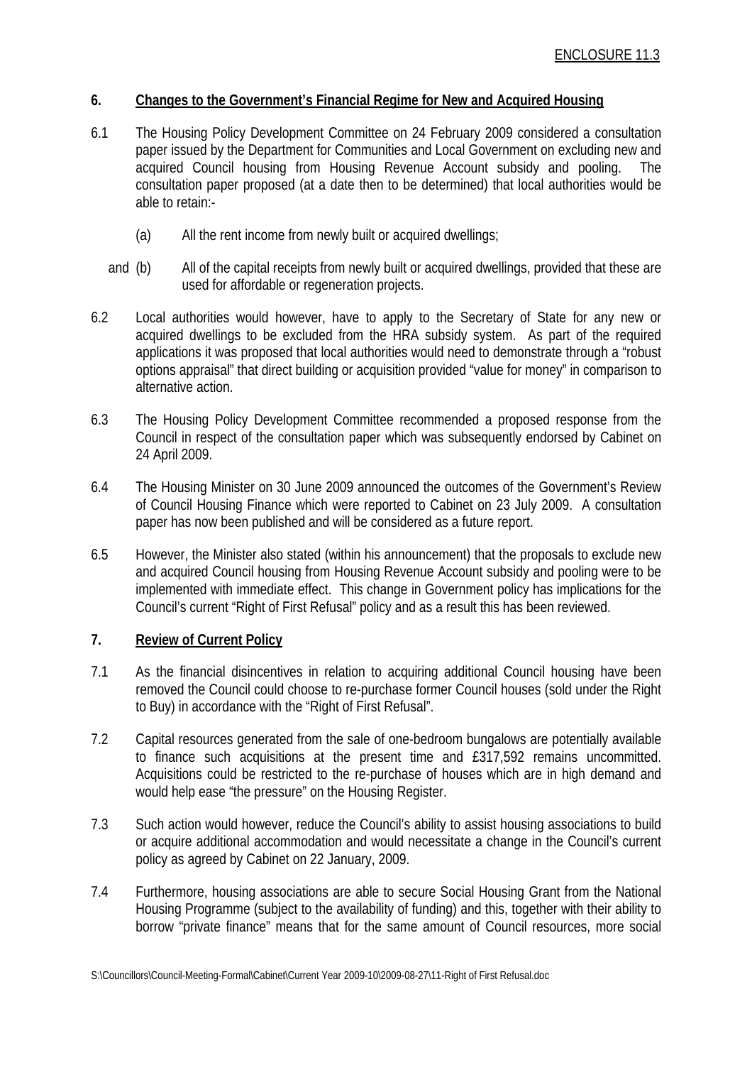ENCLOSURE 11.3

## 6. Changes to the Government's Financial Regime for New and Acquired Housing

6.1 The Housing Policy Development Committee on 24 February 2009 considered a consultation paper issued by the Department for Communities and Local Government on excluding new and acquired Council housing from Housing Revenue Account subsidy and pooling. The consultation paper proposed (at a date then to be determined) that local authorities would be able to retain:-

(a) All the rent income from newly built or acquired dwellings;

and (b) All of the capital receipts from newly built or acquired dwellings, provided that these are used for affordable or regeneration projects.

6.2 Local authorities would however, have to apply to the Secretary of State for any new or acquired dwellings to be excluded from the HRA subsidy system. As part of the required applications it was proposed that local authorities would need to demonstrate through a "robust options appraisal" that direct building or acquisition provided "value for money" in comparison to alternative action.

6.3 The Housing Policy Development Committee recommended a proposed response from the Council in respect of the consultation paper which was subsequently endorsed by Cabinet on 24 April 2009.

6.4 The Housing Minister on 30 June 2009 announced the outcomes of the Government's Review of Council Housing Finance which were reported to Cabinet on 23 July 2009. A consultation paper has now been published and will be considered as a future report.

6.5 However, the Minister also stated (within his announcement) that the proposals to exclude new and acquired Council housing from Housing Revenue Account subsidy and pooling were to be implemented with immediate effect. This change in Government policy has implications for the Council's current "Right of First Refusal" policy and as a result this has been reviewed.

## 7. Review of Current Policy

7.1 As the financial disincentives in relation to acquiring additional Council housing have been removed the Council could choose to re-purchase former Council houses (sold under the Right to Buy) in accordance with the "Right of First Refusal".

7.2 Capital resources generated from the sale of one-bedroom bungalows are potentially available to finance such acquisitions at the present time and £317,592 remains uncommitted. Acquisitions could be restricted to the re-purchase of houses which are in high demand and would help ease "the pressure" on the Housing Register.

7.3 Such action would however, reduce the Council's ability to assist housing associations to build or acquire additional accommodation and would necessitate a change in the Council's current policy as agreed by Cabinet on 22 January, 2009.

7.4 Furthermore, housing associations are able to secure Social Housing Grant from the National Housing Programme (subject to the availability of funding) and this, together with their ability to borrow "private finance" means that for the same amount of Council resources, more social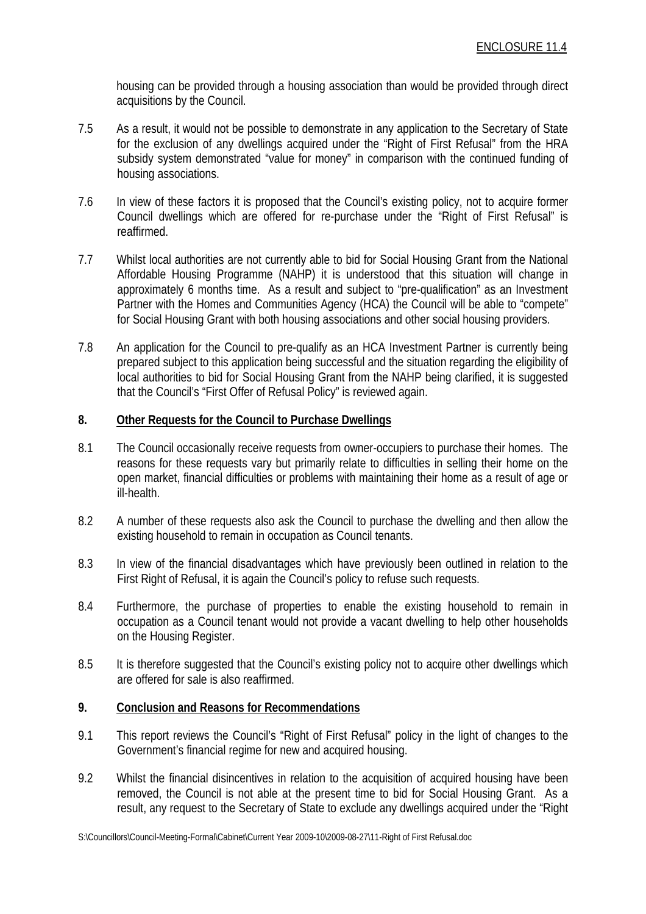housing can be provided through a housing association than would be provided through direct acquisitions by the Council.

7.5 As a result, it would not be possible to demonstrate in any application to the Secretary of State for the exclusion of any dwellings acquired under the "Right of First Refusal" from the HRA subsidy system demonstrated "value for money" in comparison with the continued funding of housing associations.

7.6 In view of these factors it is proposed that the Council's existing policy, not to acquire former Council dwellings which are offered for re-purchase under the "Right of First Refusal" is reaffirmed.

7.7 Whilst local authorities are not currently able to bid for Social Housing Grant from the National Affordable Housing Programme (NAHP) it is understood that this situation will change in approximately 6 months time. As a result and subject to "pre-qualification" as an Investment Partner with the Homes and Communities Agency (HCA) the Council will be able to "compete" for Social Housing Grant with both housing associations and other social housing providers.

7.8 An application for the Council to pre-qualify as an HCA Investment Partner is currently being prepared subject to this application being successful and the situation regarding the eligibility of local authorities to bid for Social Housing Grant from the NAHP being clarified, it is suggested that the Council's "First Offer of Refusal Policy" is reviewed again.

## 8. Other Requests for the Council to Purchase Dwellings

8.1 The Council occasionally receive requests from owner-occupiers to purchase their homes. The reasons for these requests vary but primarily relate to difficulties in selling their home on the open market, financial difficulties or problems with maintaining their home as a result of age or ill-health.

8.2 A number of these requests also ask the Council to purchase the dwelling and then allow the existing household to remain in occupation as Council tenants.

8.3 In view of the financial disadvantages which have previously been outlined in relation to the First Right of Refusal, it is again the Council's policy to refuse such requests.

8.4 Furthermore, the purchase of properties to enable the existing household to remain in occupation as a Council tenant would not provide a vacant dwelling to help other households on the Housing Register.

8.5 It is therefore suggested that the Council's existing policy not to acquire other dwellings which are offered for sale is also reaffirmed.

## 9. Conclusion and Reasons for Recommendations

9.1 This report reviews the Council's "Right of First Refusal" policy in the light of changes to the Government's financial regime for new and acquired housing.

9.2 Whilst the financial disincentives in relation to the acquisition of acquired housing have been removed, the Council is not able at the present time to bid for Social Housing Grant. As a result, any request to the Secretary of State to exclude any dwellings acquired under the "Right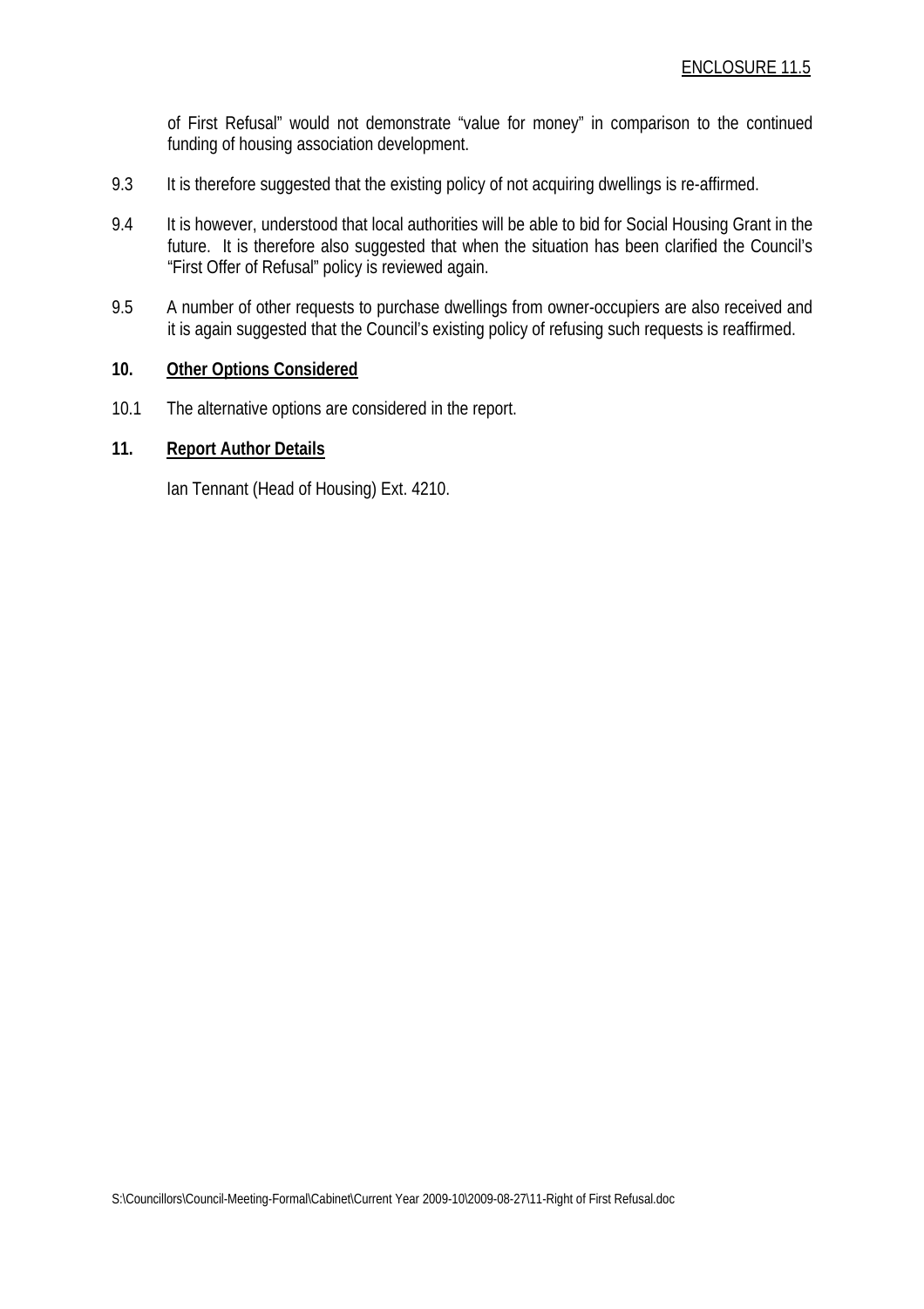of First Refusal" would not demonstrate "value for money" in comparison to the continued funding of housing association development.

9.3 It is therefore suggested that the existing policy of not acquiring dwellings is re-affirmed.

9.4 It is however, understood that local authorities will be able to bid for Social Housing Grant in the future. It is therefore also suggested that when the situation has been clarified the Council's "First Offer of Refusal" policy is reviewed again.

9.5 A number of other requests to purchase dwellings from owner-occupiers are also received and it is again suggested that the Council's existing policy of refusing such requests is reaffirmed.

## 10. Other Options Considered

10.1 The alternative options are considered in the report.

## 11. Report Author Details

Ian Tennant (Head of Housing) Ext. 4210.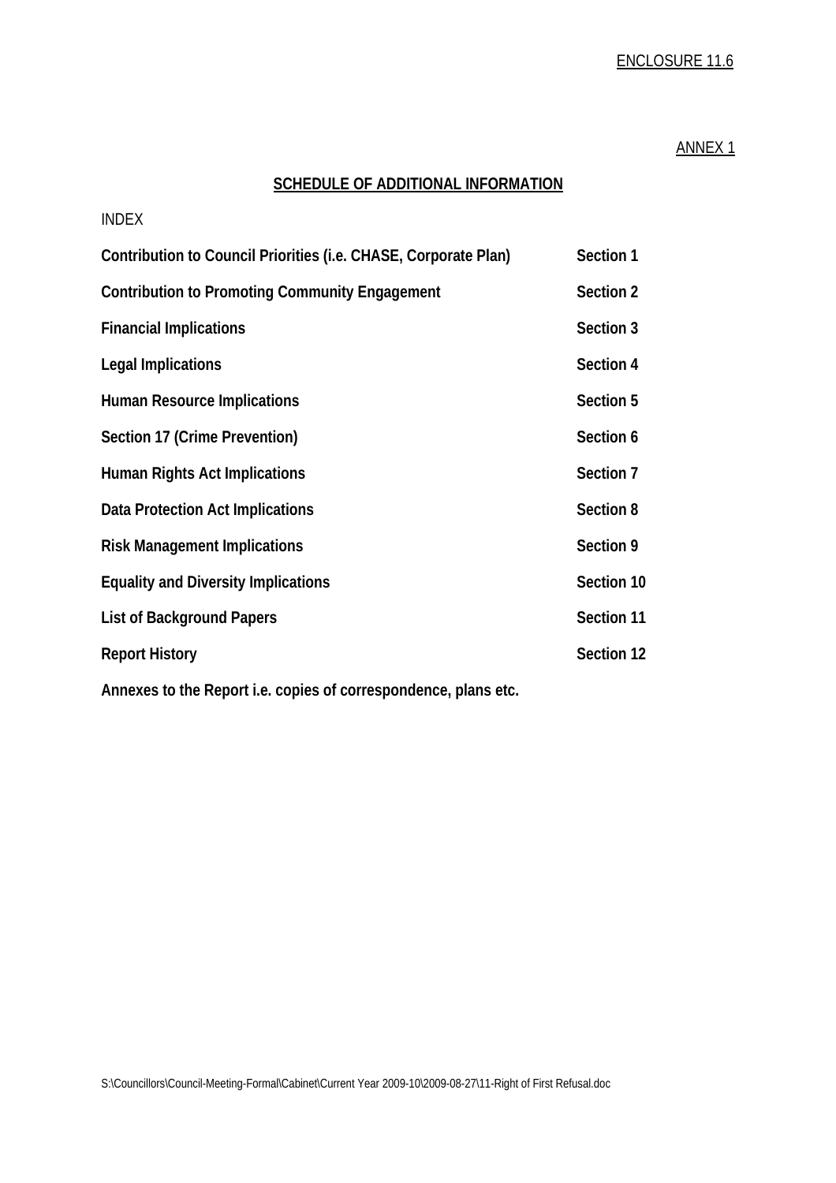ENCLOSURE 11.6

ANNEX 1

## SCHEDULE OF ADDITIONAL INFORMATION

INDEX

| | |
|---|---|
| **Contribution to Council Priorities (i.e. CHASE, Corporate Plan)** | **Section 1** |
| **Contribution to Promoting Community Engagement** | **Section 2** |
| **Financial Implications** | **Section 3** |
| **Legal Implications** | **Section 4** |
| **Human Resource Implications** | **Section 5** |
| **Section 17 (Crime Prevention)** | **Section 6** |
| **Human Rights Act Implications** | **Section 7** |
| **Data Protection Act Implications** | **Section 8** |
| **Risk Management Implications** | **Section 9** |
| **Equality and Diversity Implications** | **Section 10** |
| **List of Background Papers** | **Section 11** |
| **Report History** | **Section 12** |

**Annexes to the Report i.e. copies of correspondence, plans etc.**

S:\Councillors\Council-Meeting-Formal\Cabinet\Current Year 2009-10\2009-08-27\11-Right of First Refusal.doc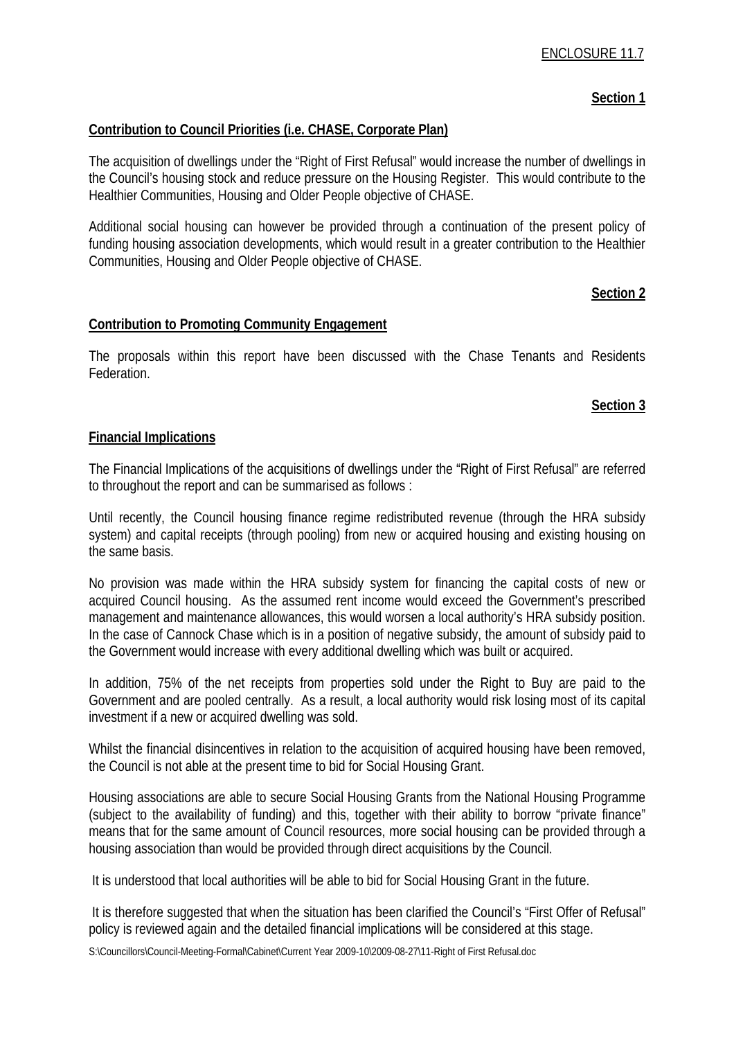ENCLOSURE 11.7

**Section 1**

**Contribution to Council Priorities (i.e. CHASE, Corporate Plan)**

The acquisition of dwellings under the "Right of First Refusal" would increase the number of dwellings in the Council's housing stock and reduce pressure on the Housing Register. This would contribute to the Healthier Communities, Housing and Older People objective of CHASE.

Additional social housing can however be provided through a continuation of the present policy of funding housing association developments, which would result in a greater contribution to the Healthier Communities, Housing and Older People objective of CHASE.

**Section 2**

**Contribution to Promoting Community Engagement**

The proposals within this report have been discussed with the Chase Tenants and Residents Federation.

**Section 3**

**Financial Implications**

The Financial Implications of the acquisitions of dwellings under the "Right of First Refusal" are referred to throughout the report and can be summarised as follows :

Until recently, the Council housing finance regime redistributed revenue (through the HRA subsidy system) and capital receipts (through pooling) from new or acquired housing and existing housing on the same basis.

No provision was made within the HRA subsidy system for financing the capital costs of new or acquired Council housing. As the assumed rent income would exceed the Government's prescribed management and maintenance allowances, this would worsen a local authority's HRA subsidy position. In the case of Cannock Chase which is in a position of negative subsidy, the amount of subsidy paid to the Government would increase with every additional dwelling which was built or acquired.

In addition, 75% of the net receipts from properties sold under the Right to Buy are paid to the Government and are pooled centrally. As a result, a local authority would risk losing most of its capital investment if a new or acquired dwelling was sold.

Whilst the financial disincentives in relation to the acquisition of acquired housing have been removed, the Council is not able at the present time to bid for Social Housing Grant.

Housing associations are able to secure Social Housing Grants from the National Housing Programme (subject to the availability of funding) and this, together with their ability to borrow "private finance" means that for the same amount of Council resources, more social housing can be provided through a housing association than would be provided through direct acquisitions by the Council.

It is understood that local authorities will be able to bid for Social Housing Grant in the future.

It is therefore suggested that when the situation has been clarified the Council's "First Offer of Refusal" policy is reviewed again and the detailed financial implications will be considered at this stage.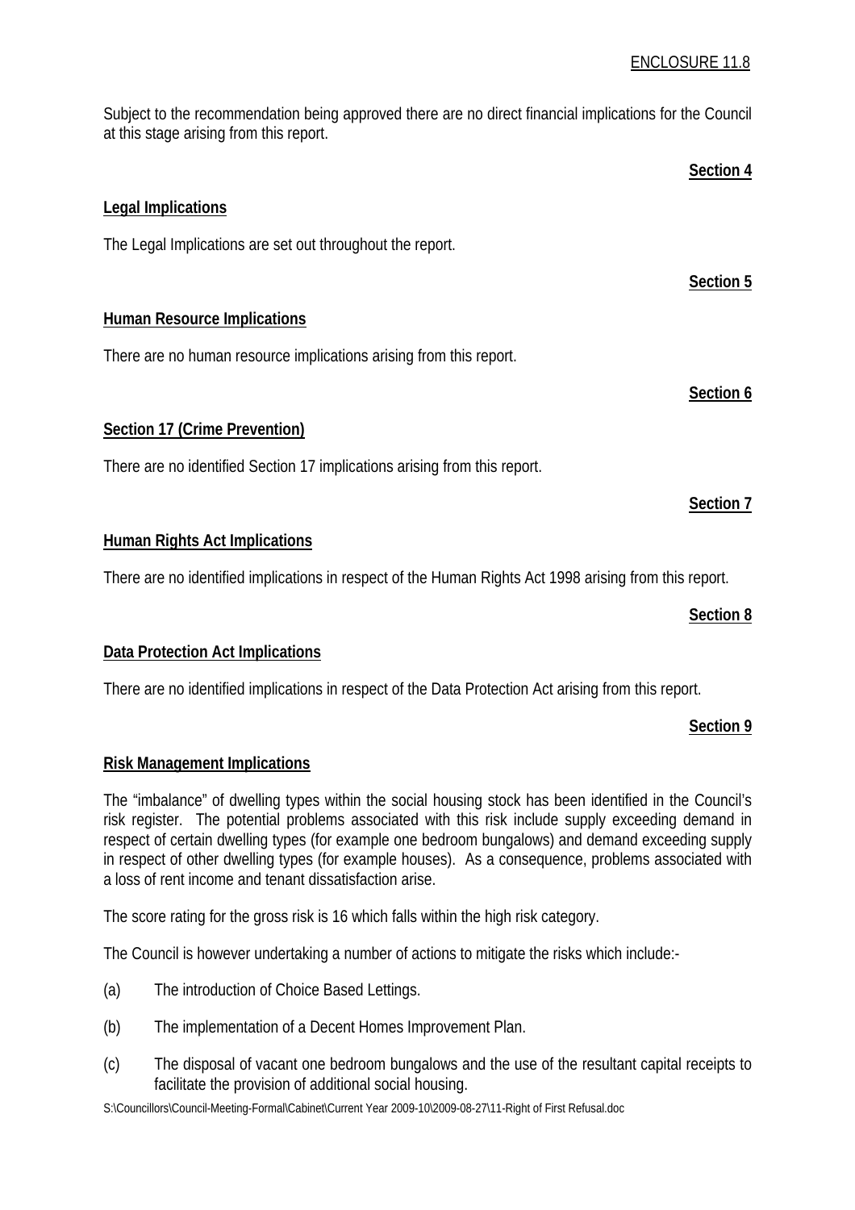Subject to the recommendation being approved there are no direct financial implications for the Council at this stage arising from this report.

**Section 4**

**Legal Implications**

The Legal Implications are set out throughout the report.

**Section 5**

**Human Resource Implications**

There are no human resource implications arising from this report.

**Section 6**

**Section 17 (Crime Prevention)**

There are no identified Section 17 implications arising from this report.

**Section 7**

**Human Rights Act Implications**

There are no identified implications in respect of the Human Rights Act 1998 arising from this report.

**Section 8**

**Data Protection Act Implications**

There are no identified implications in respect of the Data Protection Act arising from this report.

**Section 9**

**Risk Management Implications**

The "imbalance" of dwelling types within the social housing stock has been identified in the Council's risk register. The potential problems associated with this risk include supply exceeding demand in respect of certain dwelling types (for example one bedroom bungalows) and demand exceeding supply in respect of other dwelling types (for example houses). As a consequence, problems associated with a loss of rent income and tenant dissatisfaction arise.

The score rating for the gross risk is 16 which falls within the high risk category.

The Council is however undertaking a number of actions to mitigate the risks which include:-

(a) The introduction of Choice Based Lettings.

(b) The implementation of a Decent Homes Improvement Plan.

(c) The disposal of vacant one bedroom bungalows and the use of the resultant capital receipts to facilitate the provision of additional social housing.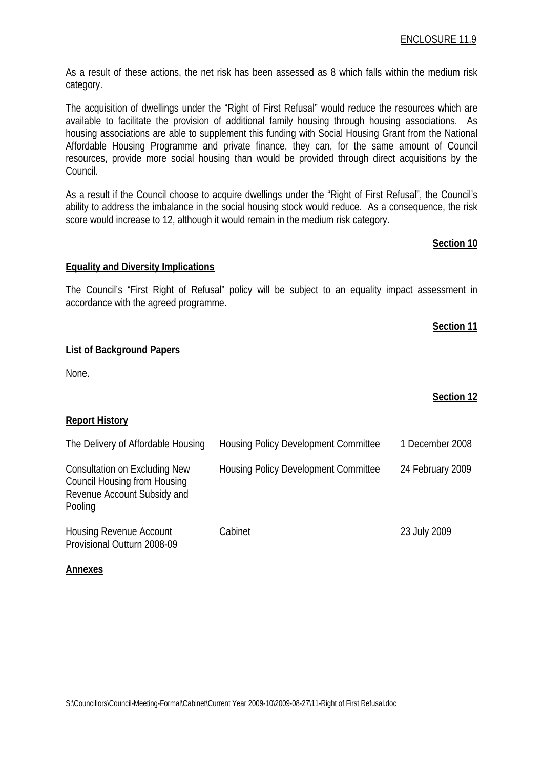ENCLOSURE 11.9

As a result of these actions, the net risk has been assessed as 8 which falls within the medium risk category.

The acquisition of dwellings under the "Right of First Refusal" would reduce the resources which are available to facilitate the provision of additional family housing through housing associations. As housing associations are able to supplement this funding with Social Housing Grant from the National Affordable Housing Programme and private finance, they can, for the same amount of Council resources, provide more social housing than would be provided through direct acquisitions by the Council.

As a result if the Council choose to acquire dwellings under the "Right of First Refusal", the Council's ability to address the imbalance in the social housing stock would reduce. As a consequence, the risk score would increase to 12, although it would remain in the medium risk category.

**Section 10**

**Equality and Diversity Implications**

The Council's "First Right of Refusal" policy will be subject to an equality impact assessment in accordance with the agreed programme.

**Section 11**

**List of Background Papers**

None.

**Section 12**

**Report History**

| | | |
|---|---|---|
| The Delivery of Affordable Housing | Housing Policy Development Committee | 1 December 2008 |
| Consultation on Excluding New Council Housing from Housing Revenue Account Subsidy and Pooling | Housing Policy Development Committee | 24 February 2009 |
| Housing Revenue Account Provisional Outturn 2008-09 | Cabinet | 23 July 2009 |

**Annexes**

S:\Councillors\Council-Meeting-Formal\Cabinet\Current Year 2009-10\2009-08-27\11-Right of First Refusal.doc